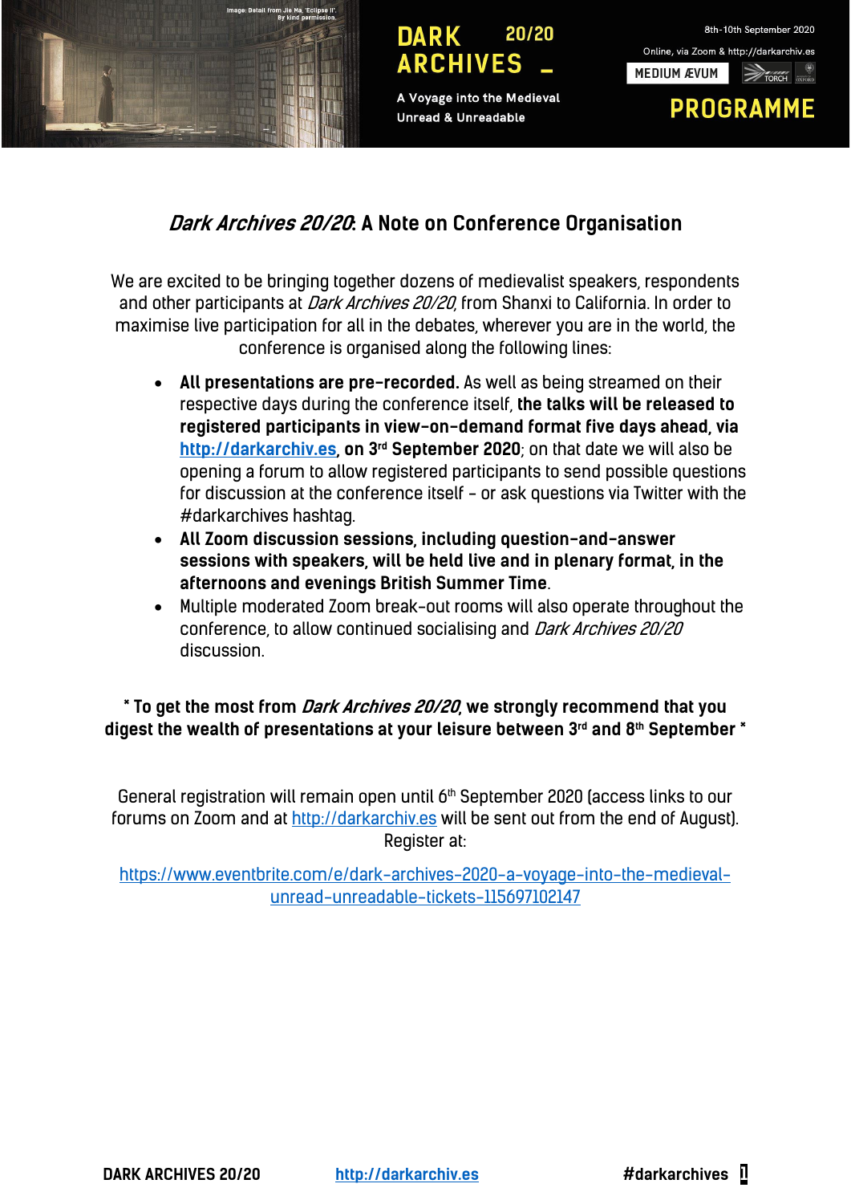DARK ARCHIVES 20/20 –

A Voyage into the Medieval Unread & Unreadable

8th-10th September 2020

Online, via Zoom & http://darkarchiv.es

PROGRAMME

## *Dark Archives 20/20*: A Note on Conference Organisation

We are excited to be bringing together dozens of medievalist speakers, respondents and other participants at *Dark Archives 20/20*, from Shanxi to California. In order to maximise live participation for all in the debates, wherever you are in the world, the conference is organised along the following lines:

- **All presentations are pre-recorded.** As well as being streamed on their respective days during the conference itself, **the talks will be released to registered participants in view-on-demand format five days ahead, via [http://darkarchiv.es](http://darkarchiv.es), on 3rd September 2020**; on that date we will also be opening a forum to allow registered participants to send possible questions for discussion at the conference itself – or ask questions via Twitter with the #darkarchives hashtag.
- **All Zoom discussion sessions, including question-and-answer sessions with speakers, will be held live and in plenary format, in the afternoons and evenings British Summer Time**.
- Multiple moderated Zoom break-out rooms will also operate throughout the conference, to allow continued socialising and *Dark Archives 20/20* discussion.

**\* To get the most from *Dark Archives 20/20*, we strongly recommend that you digest the wealth of presentations at your leisure between 3rd and 8th September \***

General registration will remain open until 6th September 2020 (access links to our forums on Zoom and at [http://darkarchiv.es](http://darkarchiv.es) will be sent out from the end of August). Register at:

[https://www.eventbrite.com/e/dark-archives-2020-a-voyage-into-the-medieval-unread-unreadable-tickets-115697102147](https://www.eventbrite.com/e/dark-archives-2020-a-voyage-into-the-medieval-unread-unreadable-tickets-115697102147)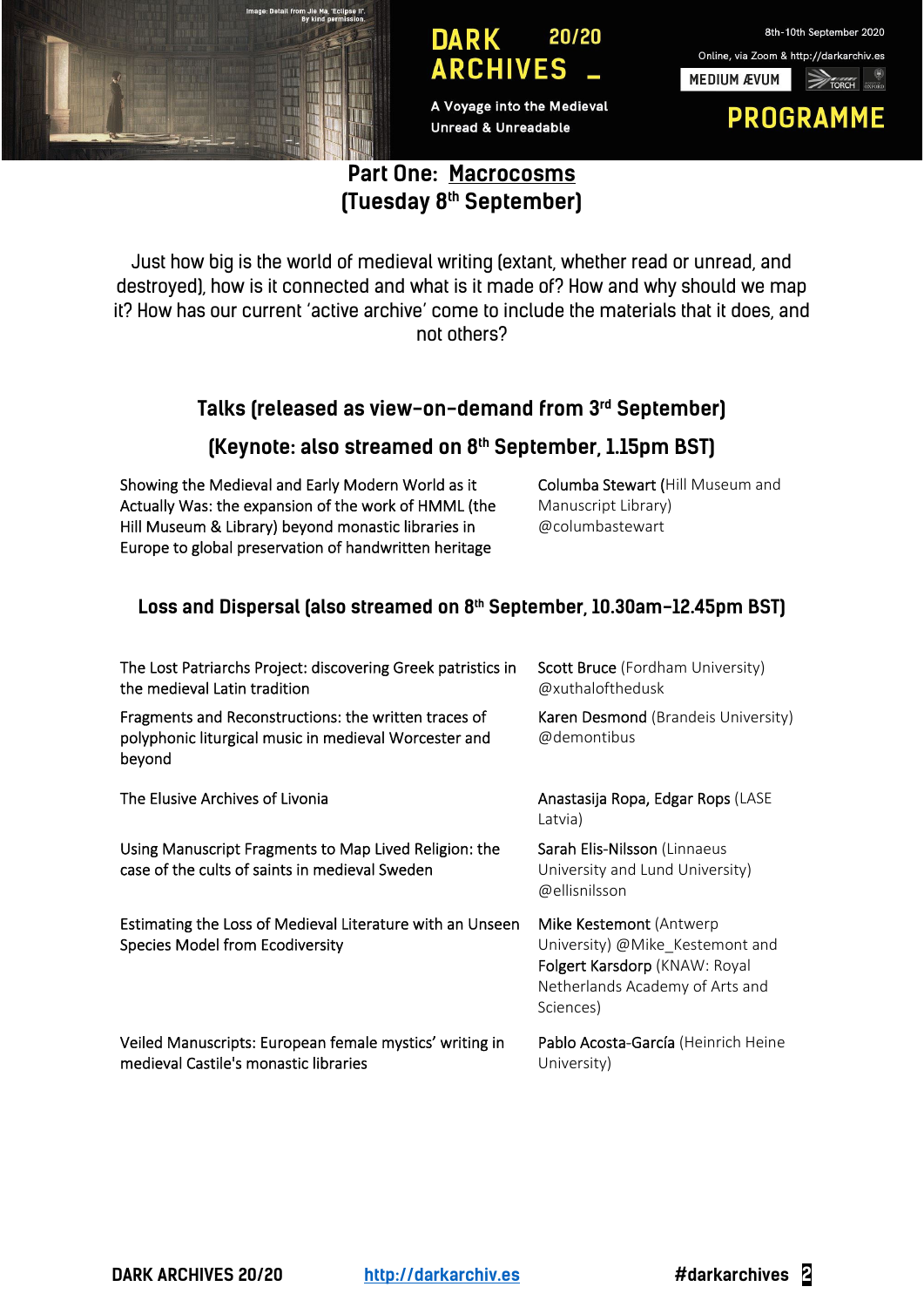## Part One: Macrocosms
## (Tuesday 8th September)

Just how big is the world of medieval writing (extant, whether read or unread, and destroyed), how is it connected and what is it made of? How and why should we map it? How has our current 'active archive' come to include the materials that it does, and not others?

### Talks (released as view-on-demand from 3rd September)

### (Keynote: also streamed on 8th September, 1.15pm BST)

| | |
|---|---|
| Showing the Medieval and Early Modern World as it Actually Was: the expansion of the work of HMML (the Hill Museum & Library) beyond monastic libraries in Europe to global preservation of handwritten heritage | Columba Stewart (Hill Museum and Manuscript Library) @columbastewart |

### Loss and Dispersal (also streamed on 8th September, 10.30am-12.45pm BST)

| | |
|---|---|
| The Lost Patriarchs Project: discovering Greek patristics in the medieval Latin tradition | Scott Bruce (Fordham University) @xuthalofthedusk |
| Fragments and Reconstructions: the written traces of polyphonic liturgical music in medieval Worcester and beyond | Karen Desmond (Brandeis University) @demontibus |
| The Elusive Archives of Livonia | Anastasija Ropa, Edgar Rops (LASE Latvia) |
| Using Manuscript Fragments to Map Lived Religion: the case of the cults of saints in medieval Sweden | Sarah Elis-Nilsson (Linnaeus University and Lund University) @ellisnilsson |
| Estimating the Loss of Medieval Literature with an Unseen Species Model from Ecodiversity | Mike Kestemont (Antwerp University) @Mike_Kestemont and Folgert Karsdorp (KNAW: Royal Netherlands Academy of Arts and Sciences) |
| Veiled Manuscripts: European female mystics' writing in medieval Castile's monastic libraries | Pablo Acosta-García (Heinrich Heine University) |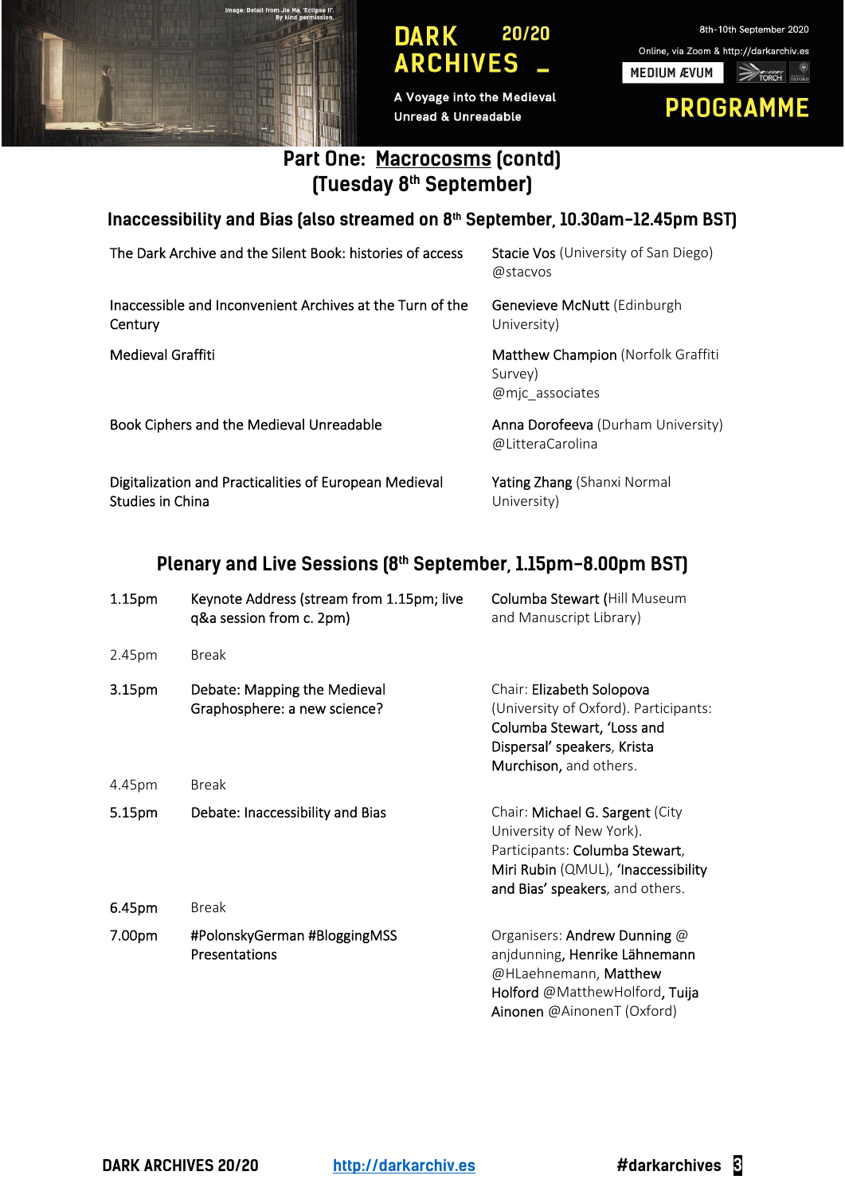## Part One: Macrocosms (contd)
## (Tuesday 8th September)

### Inaccessibility and Bias (also streamed on 8th September, 10.30am–12.45pm BST)

| | |
|---|---|
| The Dark Archive and the Silent Book: histories of access | Stacie Vos (University of San Diego) @stacvos |
| Inaccessible and Inconvenient Archives at the Turn of the Century | Genevieve McNutt (Edinburgh University) |
| Medieval Graffiti | Matthew Champion (Norfolk Graffiti Survey) @mjc_associates |
| Book Ciphers and the Medieval Unreadable | Anna Dorofeeva (Durham University) @LitteraCarolina |
| Digitalization and Practicalities of European Medieval Studies in China | Yating Zhang (Shanxi Normal University) |

### Plenary and Live Sessions (8th September, 1.15pm–8.00pm BST)

| | | |
|---|---|---|
| 1.15pm | Keynote Address (stream from 1.15pm; live q&a session from c. 2pm) | Columba Stewart (Hill Museum and Manuscript Library) |
| 2.45pm | Break | |
| 3.15pm | Debate: Mapping the Medieval Graphosphere: a new science? | Chair: Elizabeth Solopova (University of Oxford). Participants: Columba Stewart, 'Loss and Dispersal' speakers, Krista Murchison, and others. |
| 4.45pm | Break | |
| 5.15pm | Debate: Inaccessibility and Bias | Chair: Michael G. Sargent (City University of New York). Participants: Columba Stewart, Miri Rubin (QMUL), 'Inaccessibility and Bias' speakers, and others. |
| 6.45pm | Break | |
| 7.00pm | #PolonskyGerman #BloggingMSS Presentations | Organisers: Andrew Dunning @anjdunning, Henrike Lähnemann @HLaehnemann, Matthew Holford @MatthewHolford, Tuija Ainonen @AinonenT (Oxford) |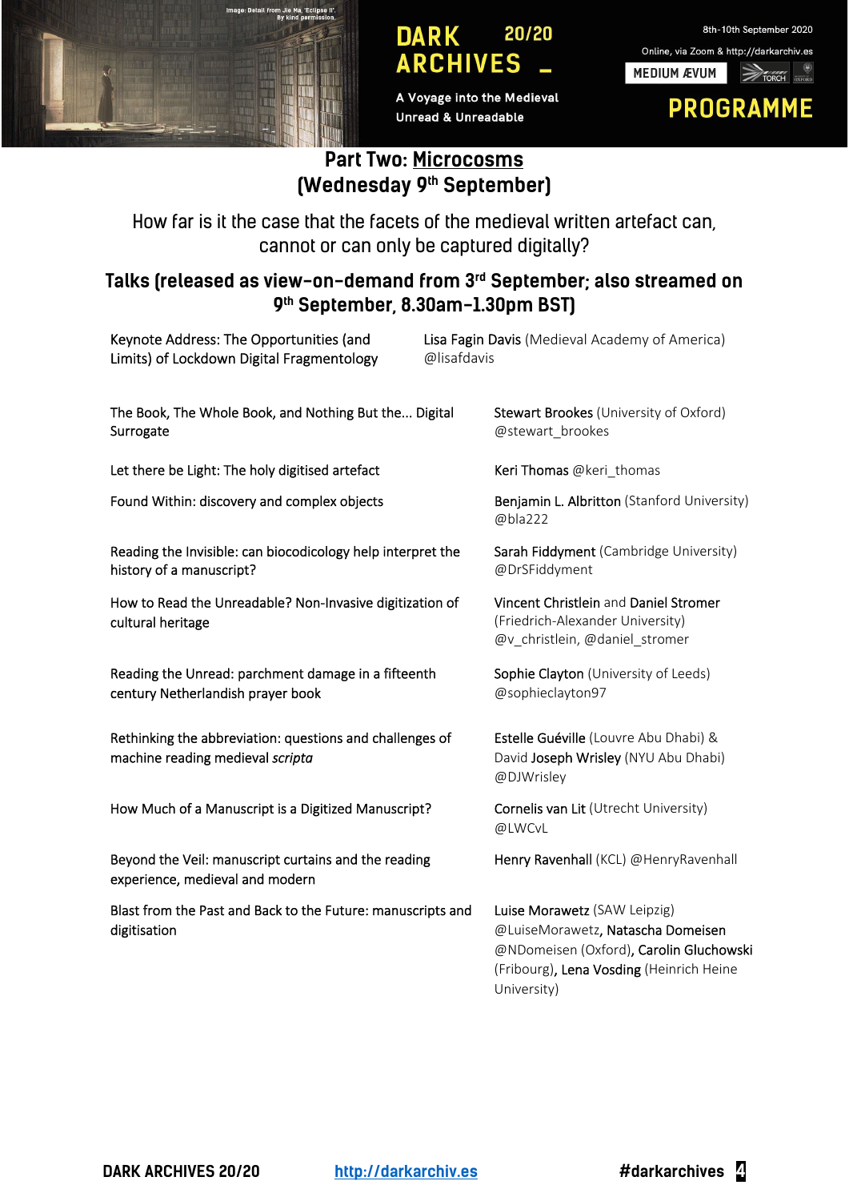Image: Detail from Jie Ma, 'Eclipse II'. By kind permission.

# DARK ARCHIVES 20/20

A Voyage into the Medieval Unread & Unreadable

8th–10th September 2020

Online, via Zoom & http://darkarchiv.es

MEDIUM ÆVUM

# PROGRAMME

## Part Two: Microcosms (Wednesday 9th September)

How far is it the case that the facets of the medieval written artefact can, cannot or can only be captured digitally?

### Talks (released as view-on-demand from 3rd September; also streamed on 9th September, 8.30am–1.30pm BST)

| Talk | Speaker(s) |
| --- | --- |
| Keynote Address: The Opportunities (and Limits) of Lockdown Digital Fragmentology | Lisa Fagin Davis (Medieval Academy of America) @lisafdavis |
| The Book, The Whole Book, and Nothing But the... Digital Surrogate | Stewart Brookes (University of Oxford) @stewart_brookes |
| Let there be Light: The holy digitised artefact | Keri Thomas @keri_thomas |
| Found Within: discovery and complex objects | Benjamin L. Albritton (Stanford University) @bla222 |
| Reading the Invisible: can biocodicology help interpret the history of a manuscript? | Sarah Fiddyment (Cambridge University) @DrSFiddyment |
| How to Read the Unreadable? Non-Invasive digitization of cultural heritage | Vincent Christlein and Daniel Stromer (Friedrich-Alexander University) @v_christlein, @daniel_stromer |
| Reading the Unread: parchment damage in a fifteenth century Netherlandish prayer book | Sophie Clayton (University of Leeds) @sophieclayton97 |
| Rethinking the abbreviation: questions and challenges of machine reading medieval *scripta* | Estelle Guéville (Louvre Abu Dhabi) & David Joseph Wrisley (NYU Abu Dhabi) @DJWrisley |
| How Much of a Manuscript is a Digitized Manuscript? | Cornelis van Lit (Utrecht University) @LWCvL |
| Beyond the Veil: manuscript curtains and the reading experience, medieval and modern | Henry Ravenhall (KCL) @HenryRavenhall |
| Blast from the Past and Back to the Future: manuscripts and digitisation | Luise Morawetz (SAW Leipzig) @LuiseMorawetz, Natascha Domeisen @NDomeisen (Oxford), Carolin Gluchowski (Fribourg), Lena Vosding (Heinrich Heine University) |

DARK ARCHIVES 20/20 http://darkarchiv.es #darkarchives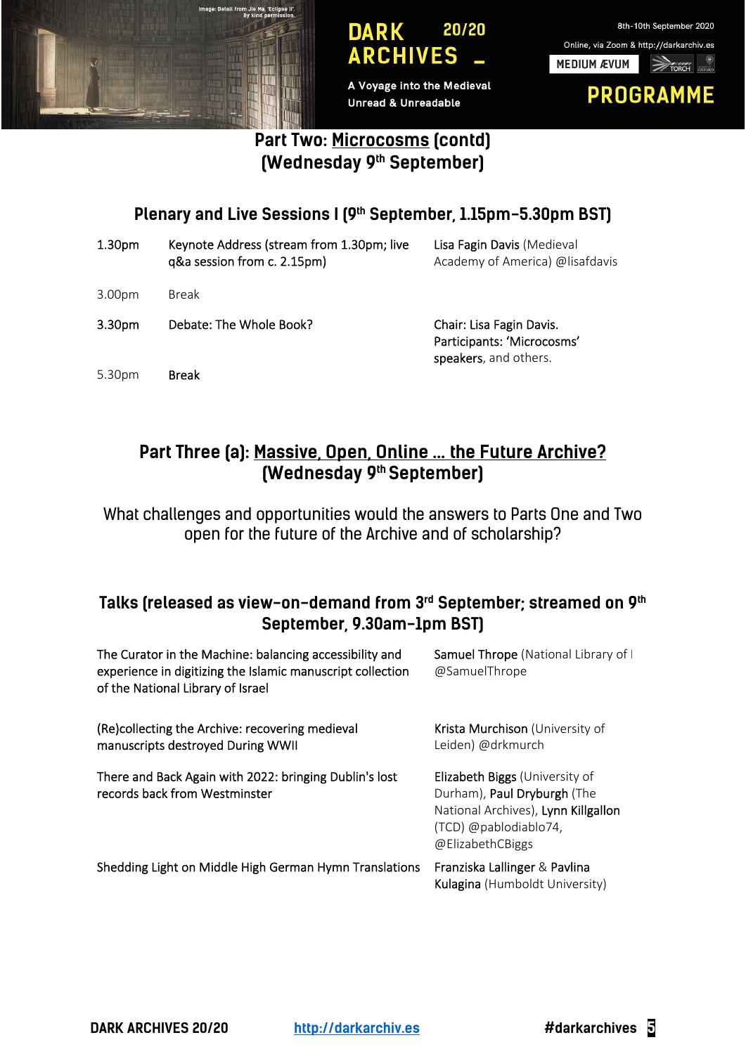## Part Two: Microcosms (contd) (Wednesday 9th September)

### Plenary and Live Sessions I (9th September, 1.15pm–5.30pm BST)

| | | |
|---|---|---|
| 1.30pm | Keynote Address (stream from 1.30pm; live q&a session from c. 2.15pm) | Lisa Fagin Davis (Medieval Academy of America) @lisafdavis |
| 3.00pm | Break | |
| 3.30pm | Debate: The Whole Book? | Chair: Lisa Fagin Davis. Participants: 'Microcosms' speakers, and others. |
| 5.30pm | Break | |

## Part Three (a): Massive, Open, Online … the Future Archive? (Wednesday 9th September)

What challenges and opportunities would the answers to Parts One and Two open for the future of the Archive and of scholarship?

### Talks (released as view-on-demand from 3rd September; streamed on 9th September, 9.30am–1pm BST)

| | |
|---|---|
| The Curator in the Machine: balancing accessibility and experience in digitizing the Islamic manuscript collection of the National Library of Israel | Samuel Thrope (National Library of I @SamuelThrope |
| (Re)collecting the Archive: recovering medieval manuscripts destroyed During WWII | Krista Murchison (University of Leiden) @drkmurch |
| There and Back Again with 2022: bringing Dublin's lost records back from Westminster | Elizabeth Biggs (University of Durham), Paul Dryburgh (The National Archives), Lynn Killgallon (TCD) @pablodiablo74, @ElizabethCBiggs |
| Shedding Light on Middle High German Hymn Translations | Franziska Lallinger & Pavlina Kulagina (Humboldt University) |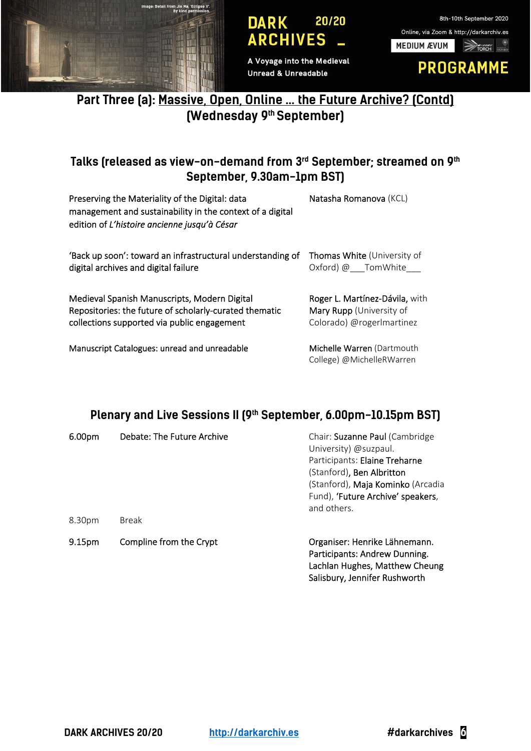## Part Three (a): Massive, Open, Online … the Future Archive? (Contd) (Wednesday 9th September)

### Talks (released as view-on-demand from 3rd September; streamed on 9th September, 9.30am–1pm BST)

| | |
|---|---|
| Preserving the Materiality of the Digital: data management and sustainability in the context of a digital edition of *L'histoire ancienne jusqu'à César* | Natasha Romanova (KCL) |
| 'Back up soon': toward an infrastructural understanding of digital archives and digital failure | Thomas White (University of Oxford) @___TomWhite___ |
| Medieval Spanish Manuscripts, Modern Digital Repositories: the future of scholarly-curated thematic collections supported via public engagement | Roger L. Martínez-Dávila, with Mary Rupp (University of Colorado) @rogerlmartinez |
| Manuscript Catalogues: unread and unreadable | Michelle Warren (Dartmouth College) @MichelleRWarren |

### Plenary and Live Sessions II (9th September, 6.00pm–10.15pm BST)

| | | |
|---|---|---|
| 6.00pm | Debate: The Future Archive | Chair: Suzanne Paul (Cambridge University) @suzpaul. Participants: Elaine Treharne (Stanford), Ben Albritton (Stanford), Maja Kominko (Arcadia Fund), 'Future Archive' speakers, and others. |
| 8.30pm | Break | |
| 9.15pm | Compline from the Crypt | Organiser: Henrike Lähnemann. Participants: Andrew Dunning. Lachlan Hughes, Matthew Cheung Salisbury, Jennifer Rushworth |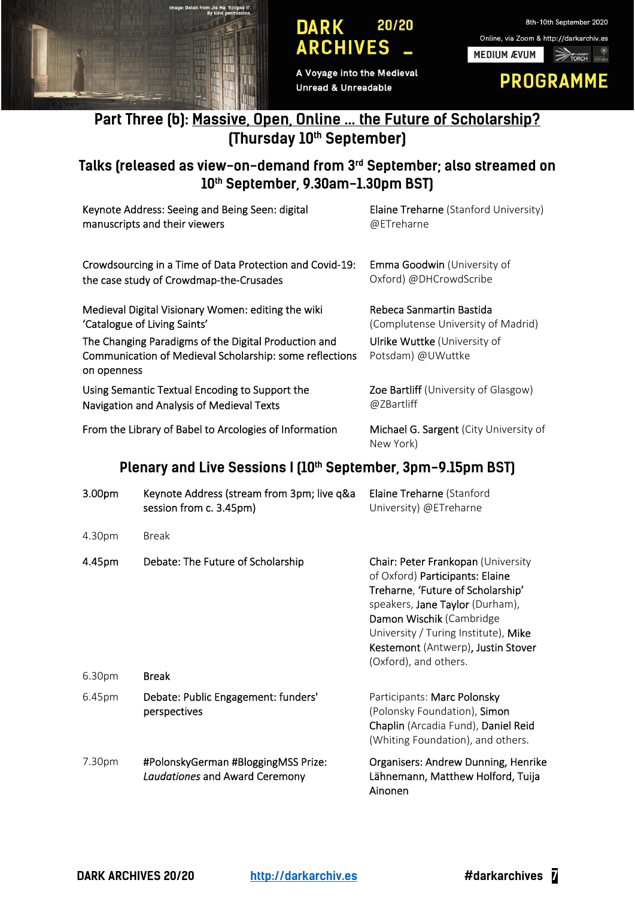# Part Three (b): Massive, Open, Online ... the Future of Scholarship? (Thursday 10th September)

## Talks (released as view-on-demand from 3rd September; also streamed on 10th September, 9.30am-1.30pm BST)

| | |
|---|---|
| Keynote Address: Seeing and Being Seen: digital manuscripts and their viewers | Elaine Treharne (Stanford University) @ETreharne |
| Crowdsourcing in a Time of Data Protection and Covid-19: the case study of Crowdmap-the-Crusades | Emma Goodwin (University of Oxford) @DHCrowdScribe |
| Medieval Digital Visionary Women: editing the wiki 'Catalogue of Living Saints' | Rebeca Sanmartin Bastida (Complutense University of Madrid) |
| The Changing Paradigms of the Digital Production and Communication of Medieval Scholarship: some reflections on openness | Ulrike Wuttke (University of Potsdam) @UWuttke |
| Using Semantic Textual Encoding to Support the Navigation and Analysis of Medieval Texts | Zoe Bartliff (University of Glasgow) @ZBartliff |
| From the Library of Babel to Arcologies of Information | Michael G. Sargent (City University of New York) |

## Plenary and Live Sessions I (10th September, 3pm-9.15pm BST)

| | | |
|---|---|---|
| 3.00pm | Keynote Address (stream from 3pm; live q&a session from c. 3.45pm) | Elaine Treharne (Stanford University) @ETreharne |
| 4.30pm | Break | |
| 4.45pm | Debate: The Future of Scholarship | Chair: Peter Frankopan (University of Oxford) Participants: Elaine Treharne, 'Future of Scholarship' speakers, Jane Taylor (Durham), Damon Wischik (Cambridge University / Turing Institute), Mike Kestemont (Antwerp), Justin Stover (Oxford), and others. |
| 6.30pm | Break | |
| 6.45pm | Debate: Public Engagement: funders' perspectives | Participants: Marc Polonsky (Polonsky Foundation), Simon Chaplin (Arcadia Fund), Daniel Reid (Whiting Foundation), and others. |
| 7.30pm | #PolonskyGerman #BloggingMSS Prize: *Laudationes* and Award Ceremony | Organisers: Andrew Dunning, Henrike Lähnemann, Matthew Holford, Tuija Ainonen |